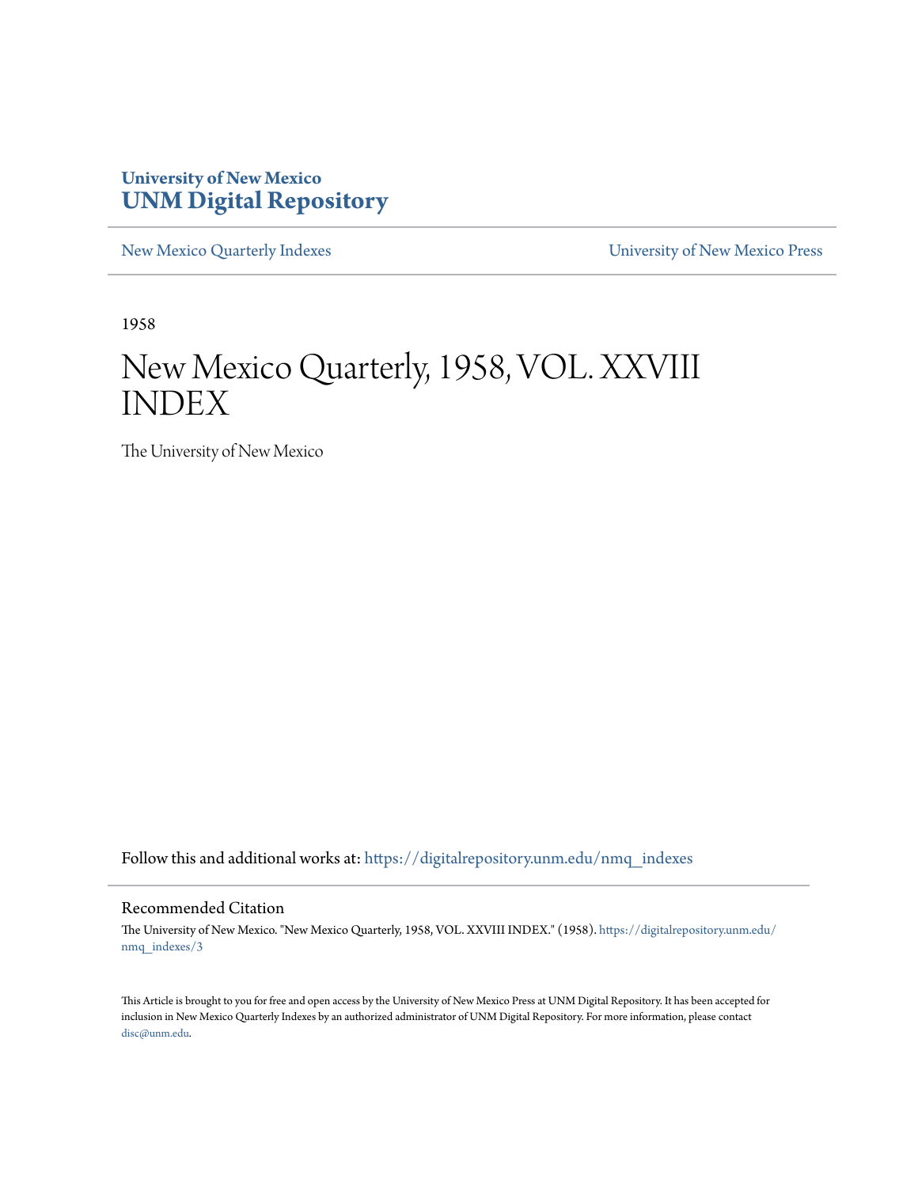University of New Mexico
**UNM Digital Repository**

New Mexico Quarterly Indexes

University of New Mexico Press

1958

# New Mexico Quarterly, 1958, VOL. XXVIII INDEX

The University of New Mexico

Follow this and additional works at: https://digitalrepository.unm.edu/nmq_indexes

## Recommended Citation

The University of New Mexico. "New Mexico Quarterly, 1958, VOL. XXVIII INDEX." (1958). https://digitalrepository.unm.edu/nmq_indexes/3

This Article is brought to you for free and open access by the University of New Mexico Press at UNM Digital Repository. It has been accepted for inclusion in New Mexico Quarterly Indexes by an authorized administrator of UNM Digital Repository. For more information, please contact disc@unm.edu.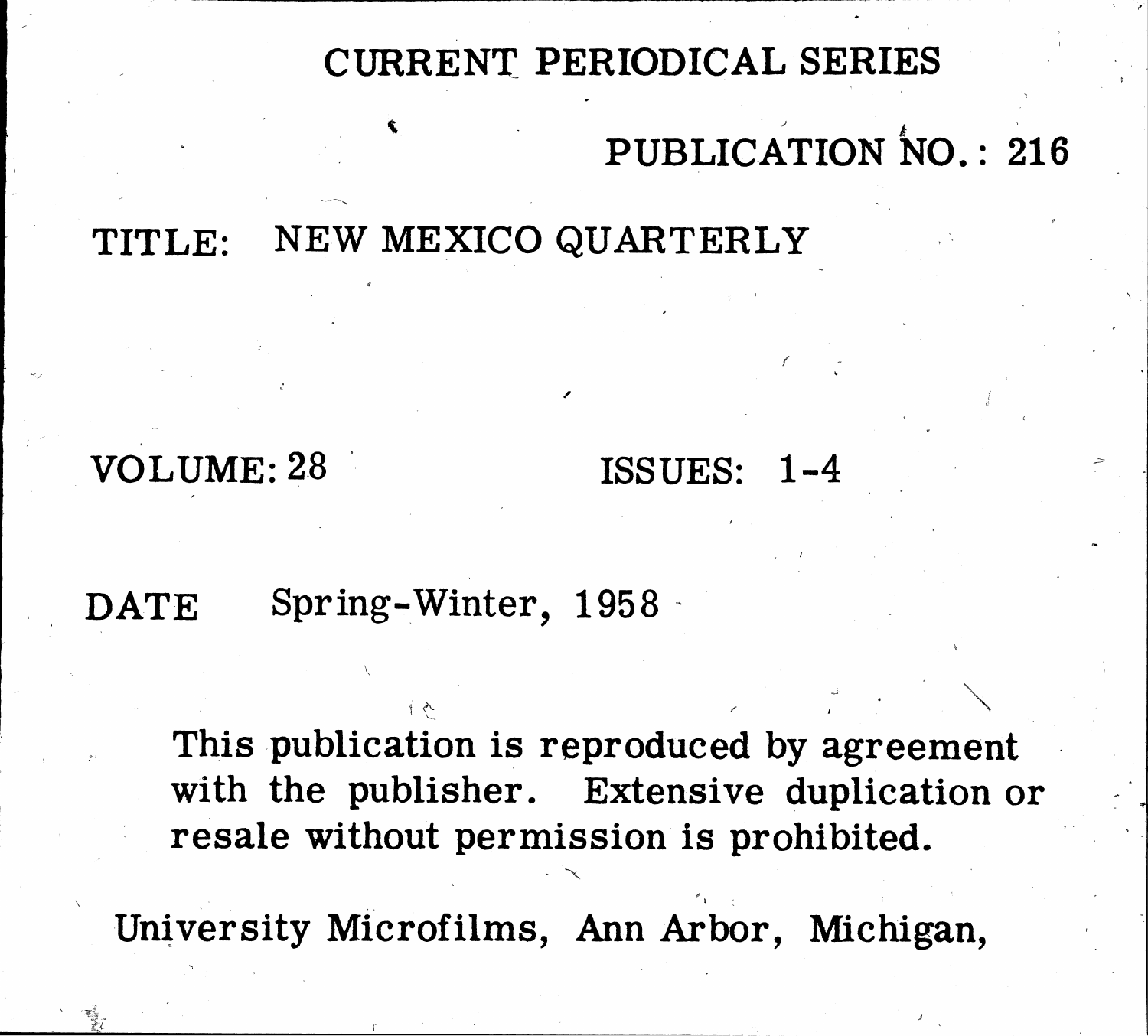# CURRENT PERIODICAL SERIES

PUBLICATION NO.: 216

TITLE: NEW MEXICO QUARTERLY

VOLUME: 28 ISSUES: 1-4

DATE Spring-Winter, 1958

This publication is reproduced by agreement with the publisher. Extensive duplication or resale without permission is prohibited.

University Microfilms, Ann Arbor, Michigan,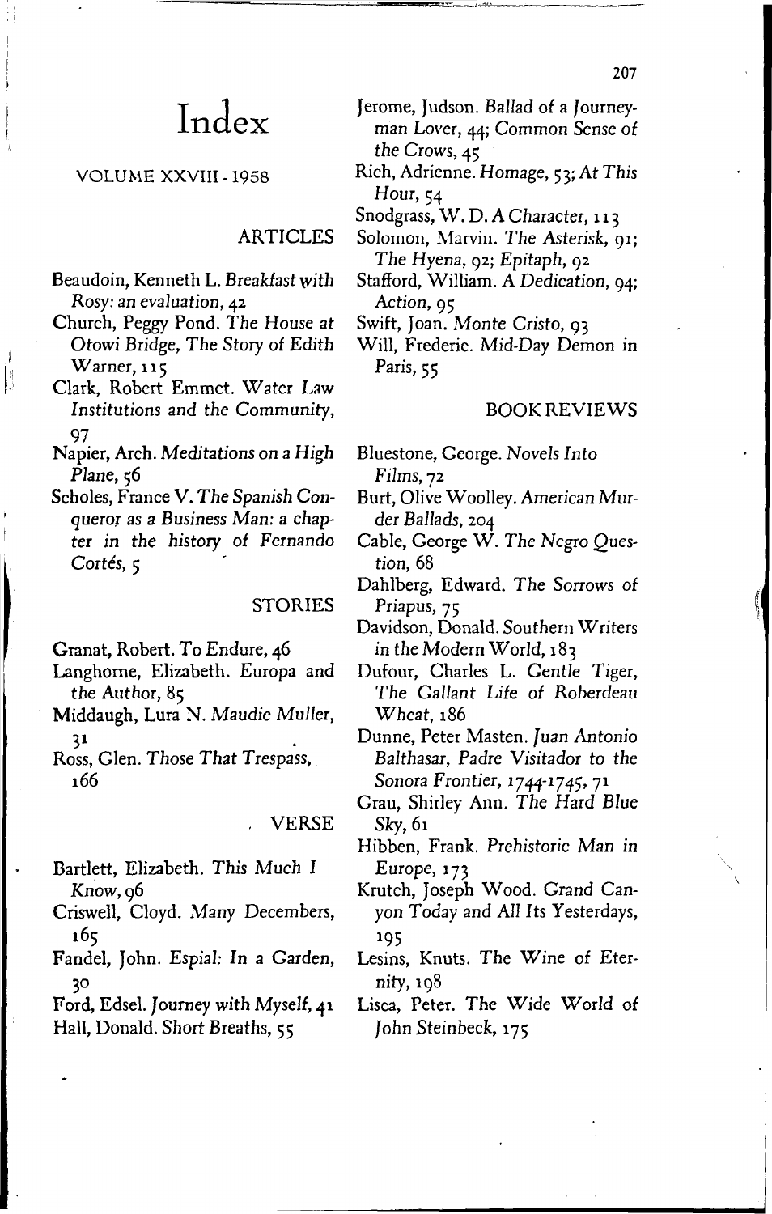# Index

VOLUME XXVIII · 1958

## ARTICLES

Beaudoin, Kenneth L. *Breakfast with Rosy: an evaluation*, 42

Church, Peggy Pond. *The House at Otowi Bridge, The Story of Edith Warner*, 115

Clark, Robert Emmet. *Water Law Institutions and the Community*, 97

Napier, Arch. *Meditations on a High Plane*, 56

Scholes, France V. *The Spanish Conqueror as a Business Man: a chapter in the history of Fernando Cortés*, 5

## STORIES

Granat, Robert. *To Endure*, 46

Langhorne, Elizabeth. *Europa and the Author*, 85

Middaugh, Lura N. *Maudie Muller*, 31

Ross, Glen. *Those That Trespass*, 166

## VERSE

Bartlett, Elizabeth. *This Much I Know*, 96

Criswell, Cloyd. *Many Decembers*, 165

Fandel, John. *Espial: In a Garden*, 30

Ford, Edsel. *Journey with Myself*, 41

Hall, Donald. *Short Breaths*, 55

Jerome, Judson. *Ballad of a Journeyman Lover*, 44; *Common Sense of the Crows*, 45

Rich, Adrienne. *Homage*, 53; *At This Hour*, 54

Snodgrass, W. D. *A Character*, 113

Solomon, Marvin. *The Asterisk*, 91; *The Hyena*, 92; *Epitaph*, 92

Stafford, William. *A Dedication*, 94; *Action*, 95

Swift, Joan. *Monte Cristo*, 93

Will, Frederic. *Mid-Day Demon in Paris*, 55

## BOOK REVIEWS

Bluestone, George. *Novels Into Films*, 72

Burt, Olive Woolley. *American Murder Ballads*, 204

Cable, George W. *The Negro Question*, 68

Dahlberg, Edward. *The Sorrows of Priapus*, 75

Davidson, Donald. *Southern Writers in the Modern World*, 183

Dufour, Charles L. *Gentle Tiger, The Gallant Life of Roberdeau Wheat*, 186

Dunne, Peter Masten. *Juan Antonio Balthasar, Padre Visitador to the Sonora Frontier, 1744-1745*, 71

Grau, Shirley Ann. *The Hard Blue Sky*, 61

Hibben, Frank. *Prehistoric Man in Europe*, 173

Krutch, Joseph Wood. *Grand Canyon Today and All Its Yesterdays*, 195

Lesins, Knuts. *The Wine of Eternity*, 198

Lisca, Peter. *The Wide World of John Steinbeck*, 175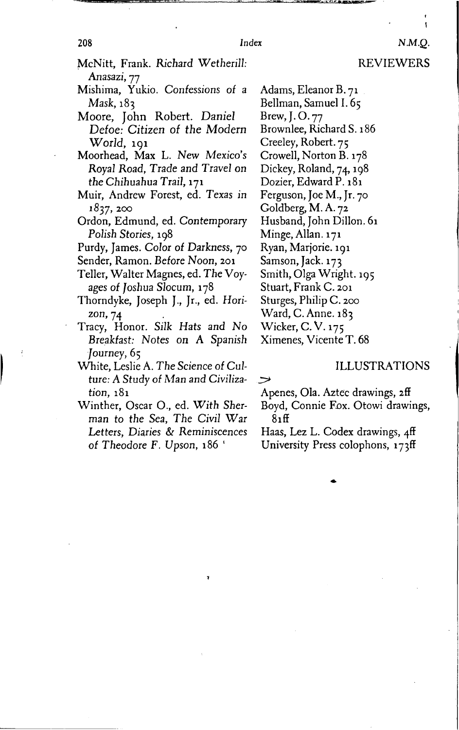McNitt, Frank. *Richard Wetherill: Anasazi*, 77

Mishima, Yukio. *Confessions of a Mask*, 183

Moore, John Robert. *Daniel Defoe: Citizen of the Modern World*, 191

Moorhead, Max L. *New Mexico's Royal Road, Trade and Travel on the Chihuahua Trail*, 171

Muir, Andrew Forest, ed. *Texas in 1837*, 200

Ordon, Edmund, ed. *Contemporary Polish Stories*, 198

Purdy, James. *Color of Darkness*, 70

Sender, Ramon. *Before Noon*, 201

Teller, Walter Magnes, ed. *The Voyages of Joshua Slocum*, 178

Thorndyke, Joseph J., Jr., ed. *Horizon*, 74

Tracy, Honor. *Silk Hats and No Breakfast: Notes on A Spanish Journey*, 65

White, Leslie A. *The Science of Culture: A Study of Man and Civilization*, 181

Winther, Oscar O., ed. *With Sherman to the Sea, The Civil War Letters, Diaries & Reminiscences of Theodore F. Upson*, 186

## REVIEWERS

Adams, Eleanor B. 71
Bellman, Samuel I. 65
Brew, J. O. 77
Brownlee, Richard S. 186
Creeley, Robert. 75
Crowell, Norton B. 178
Dickey, Roland, 74, 198
Dozier, Edward P. 181
Ferguson, Joe M., Jr. 70
Goldberg, M. A. 72
Husband, John Dillon. 61
Minge, Allan. 171
Ryan, Marjorie. 191
Samson, Jack. 173
Smith, Olga Wright. 195
Stuart, Frank C. 201
Sturges, Philip C. 200
Ward, C. Anne. 183
Wicker, C. V. 175
Ximenes, Vicente T. 68

## ILLUSTRATIONS

Apenes, Ola. Aztec drawings, 2ff
Boyd, Connie Fox. Otowi drawings, 81ff
Haas, Lez L. Codex drawings, 4ff
University Press colophons, 173ff